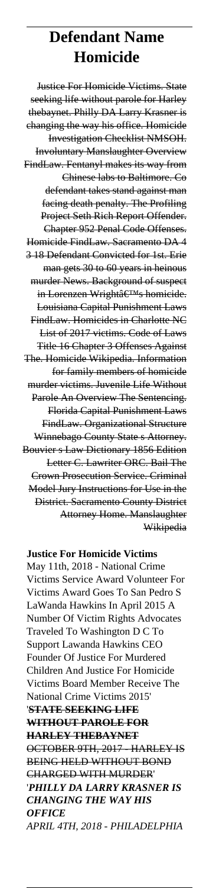# Defendant Name Homicide

Justice For Homicide Victims. State seeking life without parole for Harley thebaynet. Philly DA Larry Krasner is changing the way his office. Homicide Investigation Checklist NMSOH. Involuntary Manslaughter Overview FindLaw. Fentanyl makes its way from Chinese labs to Baltimore. Co defendant takes stand against man facing death penalty. The Profiling Project Seth Rich Report Offender. Chapter 952 Penal Code Offenses. Homicide FindLaw. Sacramento DA 4 3 18 Defendant Convicted for 1st. Erie man gets 30 to 60 years in heinous murder News. Background of suspect in Lorenzen Wrightâ€™s homicide. Louisiana Capital Punishment Laws FindLaw. Homicides in Charlotte NC List of 2017 victims. Code of Laws Title 16 Chapter 3 Offenses Against The. Homicide Wikipedia. Information for family members of homicide murder victims. Juvenile Life Without Parole An Overview The Sentencing. Florida Capital Punishment Laws FindLaw. Organizational Structure Winnebago County State s Attorney. Bouvier s Law Dictionary 1856 Edition Letter C. Lawriter ORC. Bail The Crown Prosecution Service. Criminal Model Jury Instructions for Use in the District. Sacramento County District Attorney Home. Manslaughter Wikipedia

**Justice For Homicide Victims**

May 11th, 2018 - National Crime Victims Service Award Volunteer For Victims Award Goes To San Pedro S LaWanda Hawkins In April 2015 A Number Of Victim Rights Advocates Traveled To Washington D C To Support Lawanda Hawkins CEO Founder Of Justice For Murdered Children And Justice For Homicide Victims Board Member Receive The National Crime Victims 2015'

'**STATE SEEKING LIFE WITHOUT PAROLE FOR HARLEY THEBAYNET**

OCTOBER 9TH, 2017 - HARLEY IS BEING HELD WITHOUT BOND CHARGED WITH MURDER'

'***PHILLY DA LARRY KRASNER IS CHANGING THE WAY HIS OFFICE***

*APRIL 4TH, 2018 - PHILADELPHIA*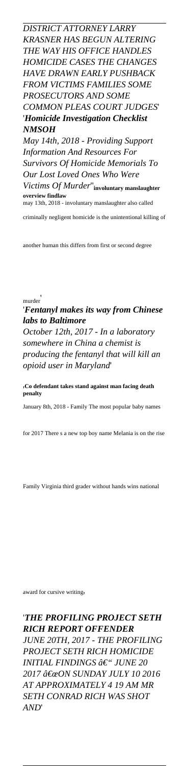*DISTRICT ATTORNEY LARRY KRASNER HAS BEGUN ALTERING THE WAY HIS OFFICE HANDLES HOMICIDE CASES THE CHANGES HAVE DRAWN EARLY PUSHBACK FROM VICTIMS FAMILIES SOME PROSECUTORS AND SOME COMMON PLEAS COURT JUDGES*'

'***Homicide Investigation Checklist NMSOH***

*May 14th, 2018 - Providing Support Information And Resources For Survivors Of Homicide Memorials To Our Lost Loved Ones Who Were Victims Of Murder*''**involuntary manslaughter overview findlaw**

may 13th, 2018 - involuntary manslaughter also called criminally negligent homicide is the unintentional killing of another human this differs from first or second degree murder'

'***Fentanyl makes its way from Chinese labs to Baltimore***

*October 12th, 2017 - In a laboratory somewhere in China a chemist is producing the fentanyl that will kill an opioid user in Maryland*'

'**Co defendant takes stand against man facing death penalty**

January 8th, 2018 - Family The most popular baby names for 2017 There s a new top boy name Melania is on the rise Family Virginia third grader without hands wins national award for cursive writing'

'***THE PROFILING PROJECT SETH RICH REPORT OFFENDER***

*JUNE 20TH, 2017 - THE PROFILING PROJECT SETH RICH HOMICIDE INITIAL FINDINGS â€" JUNE 20 2017 â€œON SUNDAY JULY 10 2016 AT APPROXIMATELY 4 19 AM MR SETH CONRAD RICH WAS SHOT AND*'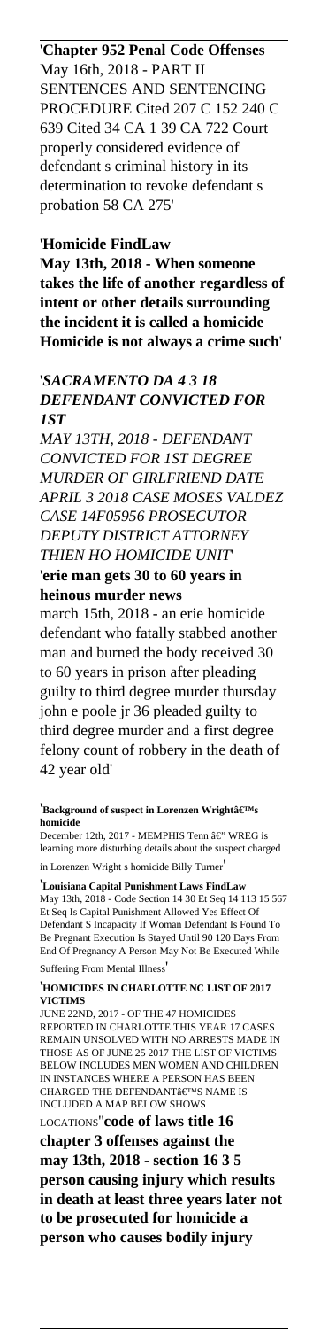'**Chapter 952 Penal Code Offenses**
May 16th, 2018 - PART II SENTENCES AND SENTENCING PROCEDURE Cited 207 C 152 240 C 639 Cited 34 CA 1 39 CA 722 Court properly considered evidence of defendant s criminal history in its determination to revoke defendant s probation 58 CA 275'

'**Homicide FindLaw**
**May 13th, 2018 - When someone takes the life of another regardless of intent or other details surrounding the incident it is called a homicide Homicide is not always a crime such**'

'***SACRAMENTO DA 4 3 18 DEFENDANT CONVICTED FOR 1ST***
*MAY 13TH, 2018 - DEFENDANT CONVICTED FOR 1ST DEGREE MURDER OF GIRLFRIEND DATE APRIL 3 2018 CASE MOSES VALDEZ CASE 14F05956 PROSECUTOR DEPUTY DISTRICT ATTORNEY THIEN HO HOMICIDE UNIT*'

'**erie man gets 30 to 60 years in heinous murder news**
march 15th, 2018 - an erie homicide defendant who fatally stabbed another man and burned the body received 30 to 60 years in prison after pleading guilty to third degree murder thursday john e poole jr 36 pleaded guilty to third degree murder and a first degree felony count of robbery in the death of 42 year old'

'**Background of suspect in Lorenzen Wrightâ€™s homicide**
December 12th, 2017 - MEMPHIS Tenn â€" WREG is learning more disturbing details about the suspect charged in Lorenzen Wright s homicide Billy Turner'

'**Louisiana Capital Punishment Laws FindLaw**
May 13th, 2018 - Code Section 14 30 Et Seq 14 113 15 567 Et Seq Is Capital Punishment Allowed Yes Effect Of Defendant S Incapacity If Woman Defendant Is Found To Be Pregnant Execution Is Stayed Until 90 120 Days From End Of Pregnancy A Person May Not Be Executed While Suffering From Mental Illness'

'**HOMICIDES IN CHARLOTTE NC LIST OF 2017 VICTIMS**
JUNE 22ND, 2017 - OF THE 47 HOMICIDES REPORTED IN CHARLOTTE THIS YEAR 17 CASES REMAIN UNSOLVED WITH NO ARRESTS MADE IN THOSE AS OF JUNE 25 2017 THE LIST OF VICTIMS BELOW INCLUDES MEN WOMEN AND CHILDREN IN INSTANCES WHERE A PERSON HAS BEEN CHARGED THE DEFENDANTâ€™S NAME IS INCLUDED A MAP BELOW SHOWS LOCATIONS''**code of laws title 16 chapter 3 offenses against the**
**may 13th, 2018 - section 16 3 5 person causing injury which results in death at least three years later not to be prosecuted for homicide a person who causes bodily injury**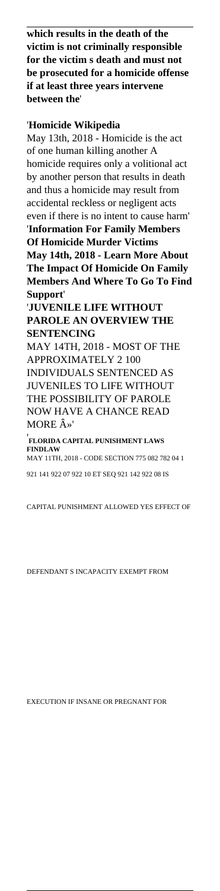**which results in the death of the victim is not criminally responsible for the victim s death and must not be prosecuted for a homicide offense if at least three years intervene between the**'

'**Homicide Wikipedia**
May 13th, 2018 - Homicide is the act of one human killing another A homicide requires only a volitional act by another person that results in death and thus a homicide may result from accidental reckless or negligent acts even if there is no intent to cause harm'
'**Information For Family Members Of Homicide Murder Victims**
**May 14th, 2018 - Learn More About The Impact Of Homicide On Family Members And Where To Go To Find Support**'
'**JUVENILE LIFE WITHOUT PAROLE AN OVERVIEW THE SENTENCING**
MAY 14TH, 2018 - MOST OF THE APPROXIMATELY 2 100 INDIVIDUALS SENTENCED AS JUVENILES TO LIFE WITHOUT THE POSSIBILITY OF PAROLE NOW HAVE A CHANCE READ MORE Â»'
'**FLORIDA CAPITAL PUNISHMENT LAWS FINDLAW**
MAY 11TH, 2018 - CODE SECTION 775 082 782 04 1 921 141 922 07 922 10 ET SEQ 921 142 922 08 IS CAPITAL PUNISHMENT ALLOWED YES EFFECT OF DEFENDANT S INCAPACITY EXEMPT FROM EXECUTION IF INSANE OR PREGNANT FOR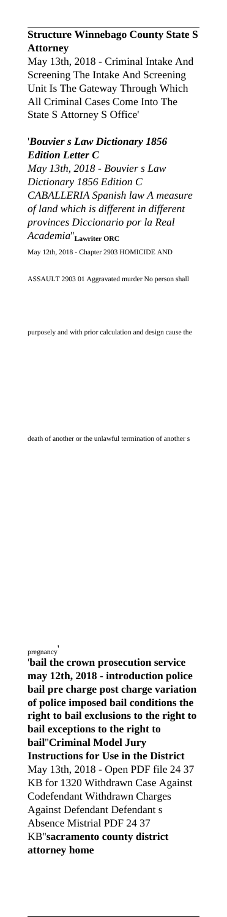**Structure Winnebago County State S Attorney**

May 13th, 2018 - Criminal Intake And Screening The Intake And Screening Unit Is The Gateway Through Which All Criminal Cases Come Into The State S Attorney S Office'

'*Bouvier s Law Dictionary 1856 Edition Letter C*

*May 13th, 2018 - Bouvier s Law Dictionary 1856 Edition C CABALLERIA Spanish law A measure of land which is different in different provinces Diccionario por la Real Academia*''**Lawriter ORC**

May 12th, 2018 - Chapter 2903 HOMICIDE AND ASSAULT 2903 01 Aggravated murder No person shall purposely and with prior calculation and design cause the death of another or the unlawful termination of another s pregnancy'

'**bail the crown prosecution service may 12th, 2018 - introduction police bail pre charge post charge variation of police imposed bail conditions the right to bail exclusions to the right to bail exceptions to the right to bail**''**Criminal Model Jury Instructions for Use in the District**

May 13th, 2018 - Open PDF file 24 37 KB for 1320 Withdrawn Case Against Codefendant Withdrawn Charges Against Defendant Defendant s Absence Mistrial PDF 24 37 KB''**sacramento county district attorney home**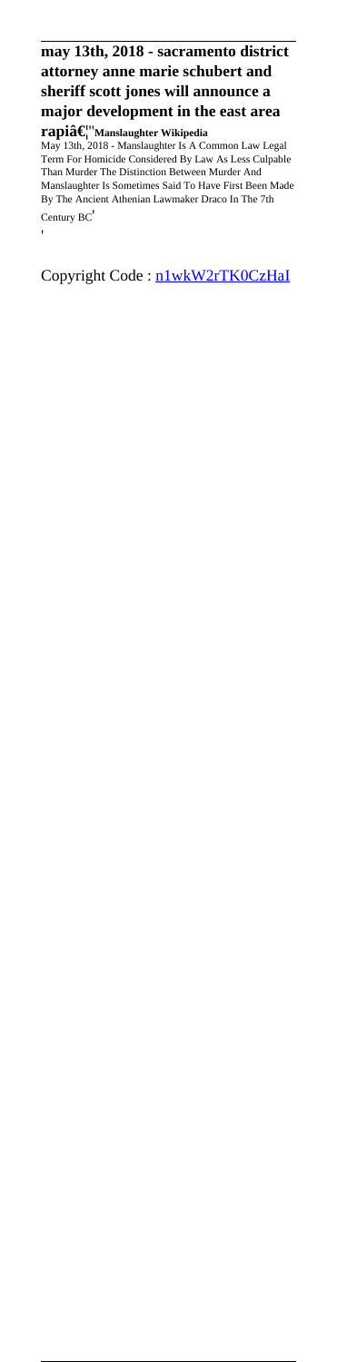**may 13th, 2018 - sacramento district attorney anne marie schubert and sheriff scott jones will announce a major development in the east area rapiâ€¦**'**Manslaughter Wikipedia**

May 13th, 2018 - Manslaughter Is A Common Law Legal Term For Homicide Considered By Law As Less Culpable Than Murder The Distinction Between Murder And Manslaughter Is Sometimes Said To Have First Been Made By The Ancient Athenian Lawmaker Draco In The 7th Century BC'

'

Copyright Code : n1wkW2rTK0CzHaI